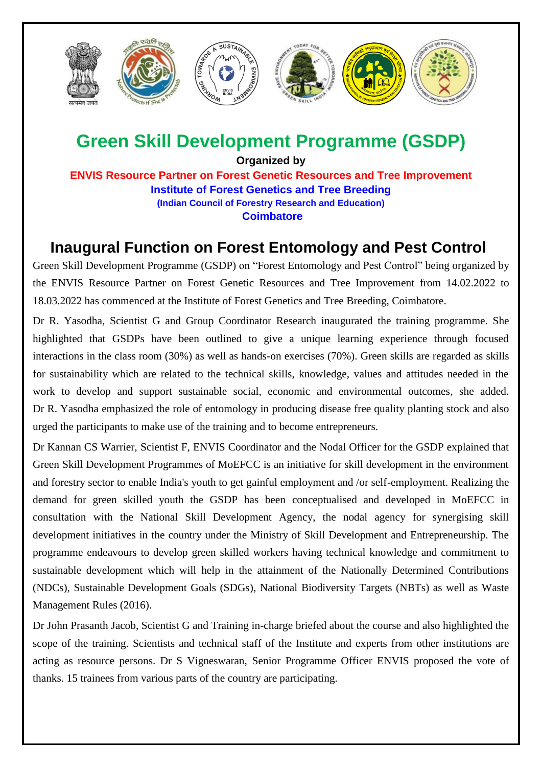# Green Skill Development Programme (GSDP)

**Organized by**

**ENVIS Resource Partner on Forest Genetic Resources and Tree Improvement**

**Institute of Forest Genetics and Tree Breeding**

**(Indian Council of Forestry Research and Education)**

**Coimbatore**

## Inaugural Function on Forest Entomology and Pest Control

Green Skill Development Programme (GSDP) on "Forest Entomology and Pest Control" being organized by the ENVIS Resource Partner on Forest Genetic Resources and Tree Improvement from 14.02.2022 to 18.03.2022 has commenced at the Institute of Forest Genetics and Tree Breeding, Coimbatore.

Dr R. Yasodha, Scientist G and Group Coordinator Research inaugurated the training programme. She highlighted that GSDPs have been outlined to give a unique learning experience through focused interactions in the class room (30%) as well as hands-on exercises (70%). Green skills are regarded as skills for sustainability which are related to the technical skills, knowledge, values and attitudes needed in the work to develop and support sustainable social, economic and environmental outcomes, she added. Dr R. Yasodha emphasized the role of entomology in producing disease free quality planting stock and also urged the participants to make use of the training and to become entrepreneurs.

Dr Kannan CS Warrier, Scientist F, ENVIS Coordinator and the Nodal Officer for the GSDP explained that Green Skill Development Programmes of MoEFCC is an initiative for skill development in the environment and forestry sector to enable India's youth to get gainful employment and /or self-employment. Realizing the demand for green skilled youth the GSDP has been conceptualised and developed in MoEFCC in consultation with the National Skill Development Agency, the nodal agency for synergising skill development initiatives in the country under the Ministry of Skill Development and Entrepreneurship. The programme endeavours to develop green skilled workers having technical knowledge and commitment to sustainable development which will help in the attainment of the Nationally Determined Contributions (NDCs), Sustainable Development Goals (SDGs), National Biodiversity Targets (NBTs) as well as Waste Management Rules (2016).

Dr John Prasanth Jacob, Scientist G and Training in-charge briefed about the course and also highlighted the scope of the training. Scientists and technical staff of the Institute and experts from other institutions are acting as resource persons. Dr S Vigneswaran, Senior Programme Officer ENVIS proposed the vote of thanks. 15 trainees from various parts of the country are participating.